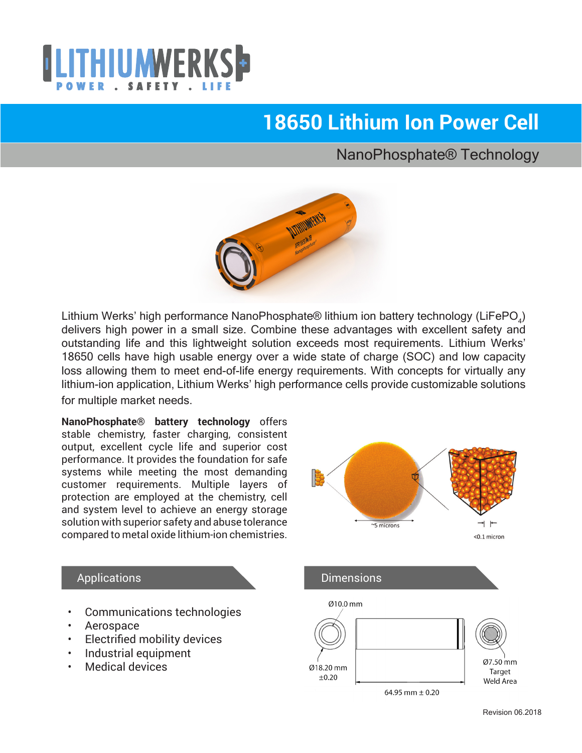LITHIUMWERKS

POWER . SAFETY . LIFE

# 18650 Lithium Ion Power Cell

## NanoPhosphate® Technology

Lithium Werks' high performance NanoPhosphate® lithium ion battery technology ($LiFePO_4$) delivers high power in a small size. Combine these advantages with excellent safety and outstanding life and this lightweight solution exceeds most requirements. Lithium Werks' 18650 cells have high usable energy over a wide state of charge (SOC) and low capacity loss allowing them to meet end-of-life energy requirements. With concepts for virtually any lithium-ion application, Lithium Werks' high performance cells provide customizable solutions for multiple market needs.

**NanoPhosphate® battery technology** offers stable chemistry, faster charging, consistent output, excellent cycle life and superior cost performance. It provides the foundation for safe systems while meeting the most demanding customer requirements. Multiple layers of protection are employed at the chemistry, cell and system level to achieve an energy storage solution with superior safety and abuse tolerance compared to metal oxide lithium-ion chemistries.

~5 microns

<0.1 micron

### Applications

- Communications technologies
- Aerospace
- Electrified mobility devices
- Industrial equipment
- Medical devices

### Dimensions

Ø10.0 mm

Ø18.20 mm ±0.20

Ø7.50 mm Target Weld Area

64.95 mm ± 0.20

Revision 06.2018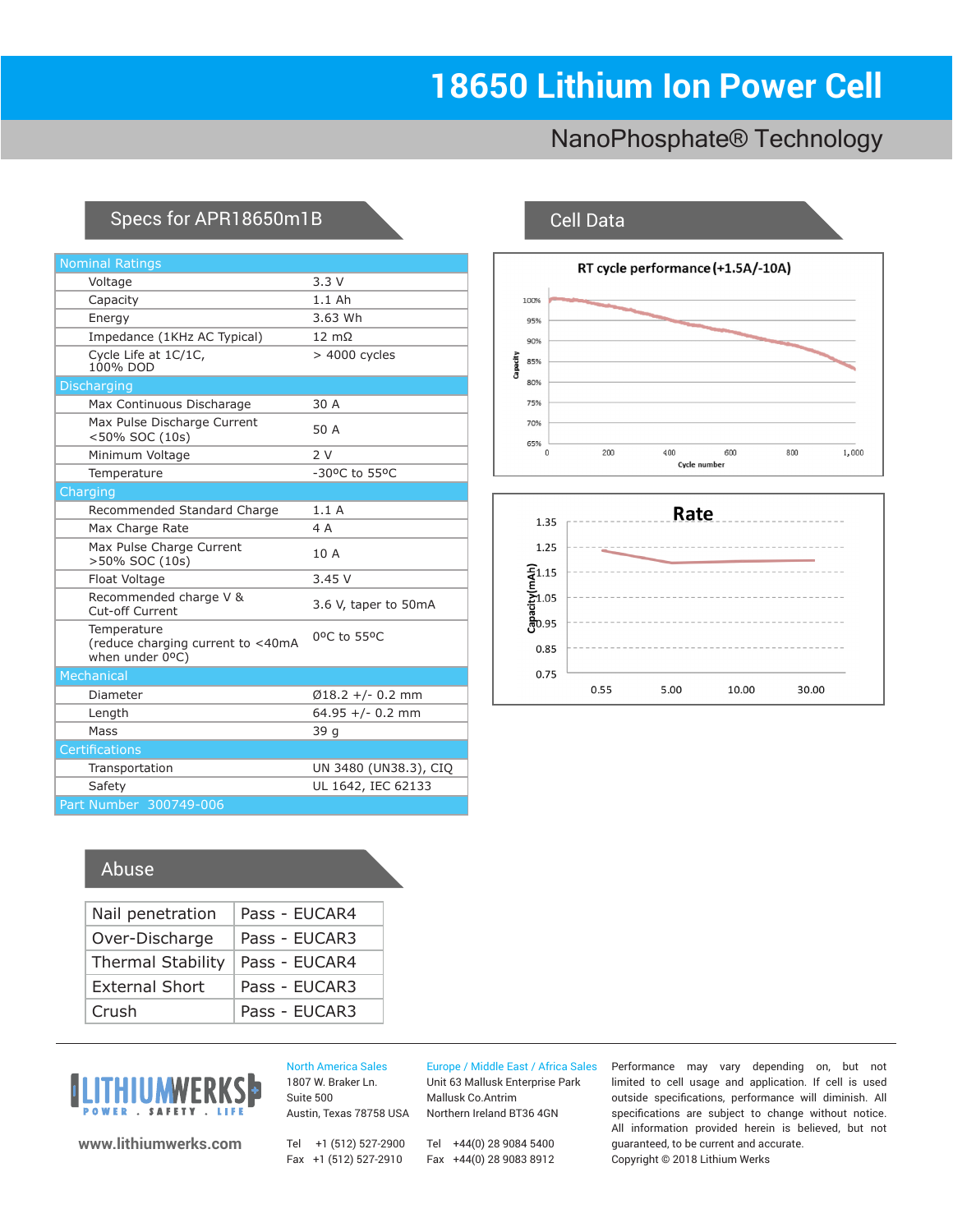# 18650 Lithium Ion Power Cell

## NanoPhosphate® Technology

## Specs for APR18650m1B

| | |
|---|---|
| **Nominal Ratings** | |
| Voltage | 3.3 V |
| Capacity | 1.1 Ah |
| Energy | 3.63 Wh |
| Impedance (1KHz AC Typical) | 12 mΩ |
| Cycle Life at 1C/1C, 100% DOD | > 4000 cycles |
| **Discharging** | |
| Max Continuous Discharage | 30 A |
| Max Pulse Discharge Current <50% SOC (10s) | 50 A |
| Minimum Voltage | 2 V |
| Temperature | -30ºC to 55ºC |
| **Charging** | |
| Recommended Standard Charge | 1.1 A |
| Max Charge Rate | 4 A |
| Max Pulse Charge Current >50% SOC (10s) | 10 A |
| Float Voltage | 3.45 V |
| Recommended charge V & Cut-off Current | 3.6 V, taper to 50mA |
| Temperature (reduce charging current to <40mA when under 0ºC) | 0ºC to 55ºC |
| **Mechanical** | |
| Diameter | Ø18.2 +/- 0.2 mm |
| Length | 64.95 +/- 0.2 mm |
| Mass | 39 g |
| **Certifications** | |
| Transportation | UN 3480 (UN38.3), CIQ |
| Safety | UL 1642, IEC 62133 |
| **Part Number 300749-006** | |

## Cell Data

RT cycle performance (+1.5A/-10A)

100%
95%
90%
85%
80%
75%
70%
65%
Capacity
0
200
400
600
800
1,000
Cycle number

Rate

1.35
1.25
1.15
1.05
0.95
0.85
0.75
Capacity(mAh)
0.55
5.00
10.00
30.00

## Abuse

| | |
|---|---|
| Nail penetration | Pass - EUCAR4 |
| Over-Discharge | Pass - EUCAR3 |
| Thermal Stability | Pass - EUCAR4 |
| External Short | Pass - EUCAR3 |
| Crush | Pass - EUCAR3 |

---

LITHIUMWERKS
POWER . SAFETY . LIFE

www.lithiumwerks.com

North America Sales
1807 W. Braker Ln.
Suite 500
Austin, Texas 78758 USA

Tel +1 (512) 527-2900
Fax +1 (512) 527-2910

Europe / Middle East / Africa Sales
Unit 63 Mallusk Enterprise Park
Mallusk Co.Antrim
Northern Ireland BT36 4GN

Tel +44(0) 28 9084 5400
Fax +44(0) 28 9083 8912

Performance may vary depending on, but not limited to cell usage and application. If cell is used outside specifications, performance will diminish. All specifications are subject to change without notice. All information provided herein is believed, but not guaranteed, to be current and accurate.
Copyright © 2018 Lithium Werks